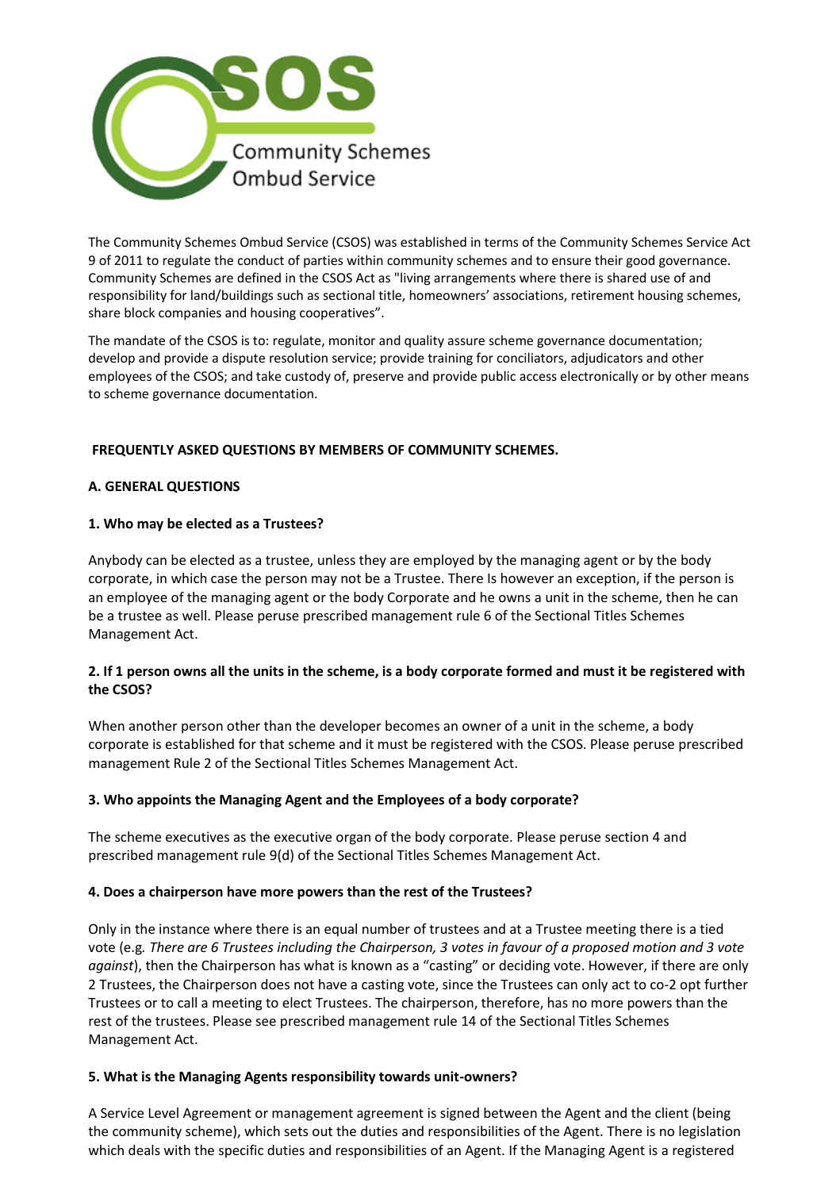SOS

Community Schemes Ombud Service

The Community Schemes Ombud Service (CSOS) was established in terms of the Community Schemes Service Act 9 of 2011 to regulate the conduct of parties within community schemes and to ensure their good governance. Community Schemes are defined in the CSOS Act as "living arrangements where there is shared use of and responsibility for land/buildings such as sectional title, homeowners' associations, retirement housing schemes, share block companies and housing cooperatives".

The mandate of the CSOS is to: regulate, monitor and quality assure scheme governance documentation; develop and provide a dispute resolution service; provide training for conciliators, adjudicators and other employees of the CSOS; and take custody of, preserve and provide public access electronically or by other means to scheme governance documentation.

## FREQUENTLY ASKED QUESTIONS BY MEMBERS OF COMMUNITY SCHEMES.

### A. GENERAL QUESTIONS

**1. Who may be elected as a Trustees?**

Anybody can be elected as a trustee, unless they are employed by the managing agent or by the body corporate, in which case the person may not be a Trustee. There Is however an exception, if the person is an employee of the managing agent or the body Corporate and he owns a unit in the scheme, then he can be a trustee as well. Please peruse prescribed management rule 6 of the Sectional Titles Schemes Management Act.

**2. If 1 person owns all the units in the scheme, is a body corporate formed and must it be registered with the CSOS?**

When another person other than the developer becomes an owner of a unit in the scheme, a body corporate is established for that scheme and it must be registered with the CSOS. Please peruse prescribed management Rule 2 of the Sectional Titles Schemes Management Act.

**3. Who appoints the Managing Agent and the Employees of a body corporate?**

The scheme executives as the executive organ of the body corporate. Please peruse section 4 and prescribed management rule 9(d) of the Sectional Titles Schemes Management Act.

**4. Does a chairperson have more powers than the rest of the Trustees?**

Only in the instance where there is an equal number of trustees and at a Trustee meeting there is a tied vote (e.g*. There are 6 Trustees including the Chairperson, 3 votes in favour of a proposed motion and 3 vote against*), then the Chairperson has what is known as a "casting" or deciding vote. However, if there are only 2 Trustees, the Chairperson does not have a casting vote, since the Trustees can only act to co-2 opt further Trustees or to call a meeting to elect Trustees. The chairperson, therefore, has no more powers than the rest of the trustees. Please see prescribed management rule 14 of the Sectional Titles Schemes Management Act.

**5. What is the Managing Agents responsibility towards unit-owners?**

A Service Level Agreement or management agreement is signed between the Agent and the client (being the community scheme), which sets out the duties and responsibilities of the Agent. There is no legislation which deals with the specific duties and responsibilities of an Agent. If the Managing Agent is a registered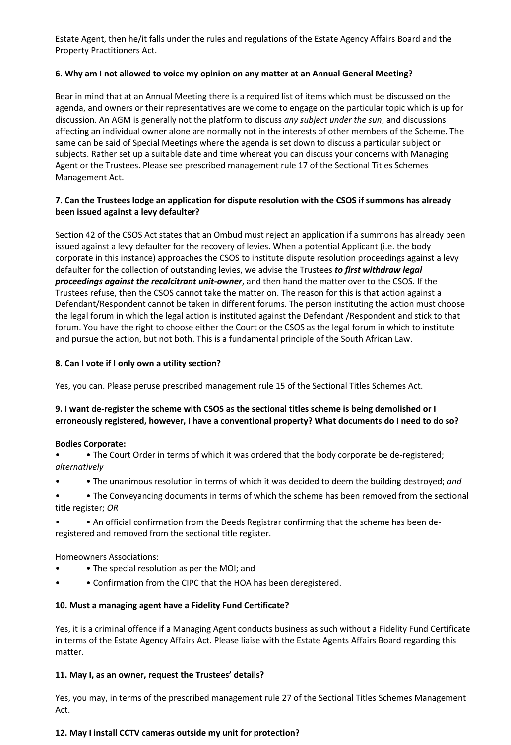Estate Agent, then he/it falls under the rules and regulations of the Estate Agency Affairs Board and the Property Practitioners Act.

**6. Why am I not allowed to voice my opinion on any matter at an Annual General Meeting?**

Bear in mind that at an Annual Meeting there is a required list of items which must be discussed on the agenda, and owners or their representatives are welcome to engage on the particular topic which is up for discussion. An AGM is generally not the platform to discuss *any subject under the sun*, and discussions affecting an individual owner alone are normally not in the interests of other members of the Scheme. The same can be said of Special Meetings where the agenda is set down to discuss a particular subject or subjects. Rather set up a suitable date and time whereat you can discuss your concerns with Managing Agent or the Trustees. Please see prescribed management rule 17 of the Sectional Titles Schemes Management Act.

**7. Can the Trustees lodge an application for dispute resolution with the CSOS if summons has already been issued against a levy defaulter?**

Section 42 of the CSOS Act states that an Ombud must reject an application if a summons has already been issued against a levy defaulter for the recovery of levies. When a potential Applicant (i.e. the body corporate in this instance) approaches the CSOS to institute dispute resolution proceedings against a levy defaulter for the collection of outstanding levies, we advise the Trustees ***to first withdraw legal proceedings against the recalcitrant unit-owner***, and then hand the matter over to the CSOS. If the Trustees refuse, then the CSOS cannot take the matter on. The reason for this is that action against a Defendant/Respondent cannot be taken in different forums. The person instituting the action must choose the legal forum in which the legal action is instituted against the Defendant /Respondent and stick to that forum. You have the right to choose either the Court or the CSOS as the legal forum in which to institute and pursue the action, but not both. This is a fundamental principle of the South African Law.

**8. Can I vote if I only own a utility section?**

Yes, you can. Please peruse prescribed management rule 15 of the Sectional Titles Schemes Act.

**9. I want de-register the scheme with CSOS as the sectional titles scheme is being demolished or I erroneously registered, however, I have a conventional property? What documents do I need to do so?**

**Bodies Corporate:**

- • The Court Order in terms of which it was ordered that the body corporate be de-registered; *alternatively*
- • The unanimous resolution in terms of which it was decided to deem the building destroyed; *and*
- • The Conveyancing documents in terms of which the scheme has been removed from the sectional title register; *OR*
- • An official confirmation from the Deeds Registrar confirming that the scheme has been de-registered and removed from the sectional title register.

Homeowners Associations:

- • The special resolution as per the MOI; and
- • Confirmation from the CIPC that the HOA has been deregistered.

**10. Must a managing agent have a Fidelity Fund Certificate?**

Yes, it is a criminal offence if a Managing Agent conducts business as such without a Fidelity Fund Certificate in terms of the Estate Agency Affairs Act. Please liaise with the Estate Agents Affairs Board regarding this matter.

**11. May I, as an owner, request the Trustees' details?**

Yes, you may, in terms of the prescribed management rule 27 of the Sectional Titles Schemes Management Act.

**12. May I install CCTV cameras outside my unit for protection?**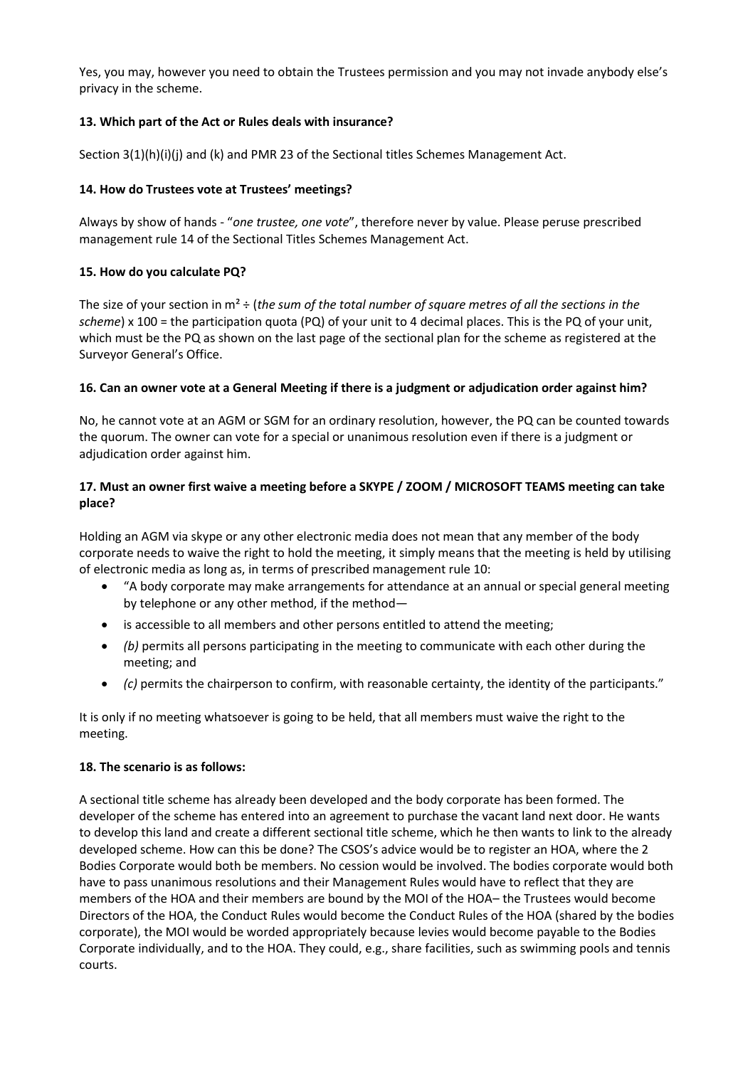Yes, you may, however you need to obtain the Trustees permission and you may not invade anybody else's privacy in the scheme.

**13. Which part of the Act or Rules deals with insurance?**

Section 3(1)(h)(i)(j) and (k) and PMR 23 of the Sectional titles Schemes Management Act.

**14. How do Trustees vote at Trustees' meetings?**

Always by show of hands - "*one trustee, one vote*", therefore never by value. Please peruse prescribed management rule 14 of the Sectional Titles Schemes Management Act.

**15. How do you calculate PQ?**

The size of your section in m² ÷ (*the sum of the total number of square metres of all the sections in the scheme*) x 100 = the participation quota (PQ) of your unit to 4 decimal places. This is the PQ of your unit, which must be the PQ as shown on the last page of the sectional plan for the scheme as registered at the Surveyor General's Office.

**16. Can an owner vote at a General Meeting if there is a judgment or adjudication order against him?**

No, he cannot vote at an AGM or SGM for an ordinary resolution, however, the PQ can be counted towards the quorum. The owner can vote for a special or unanimous resolution even if there is a judgment or adjudication order against him.

**17. Must an owner first waive a meeting before a SKYPE / ZOOM / MICROSOFT TEAMS meeting can take place?**

Holding an AGM via skype or any other electronic media does not mean that any member of the body corporate needs to waive the right to hold the meeting, it simply means that the meeting is held by utilising of electronic media as long as, in terms of prescribed management rule 10:

- "A body corporate may make arrangements for attendance at an annual or special general meeting by telephone or any other method, if the method—
- is accessible to all members and other persons entitled to attend the meeting;
- *(b)* permits all persons participating in the meeting to communicate with each other during the meeting; and
- *(c)* permits the chairperson to confirm, with reasonable certainty, the identity of the participants."

It is only if no meeting whatsoever is going to be held, that all members must waive the right to the meeting.

**18. The scenario is as follows:**

A sectional title scheme has already been developed and the body corporate has been formed. The developer of the scheme has entered into an agreement to purchase the vacant land next door. He wants to develop this land and create a different sectional title scheme, which he then wants to link to the already developed scheme. How can this be done? The CSOS's advice would be to register an HOA, where the 2 Bodies Corporate would both be members. No cession would be involved. The bodies corporate would both have to pass unanimous resolutions and their Management Rules would have to reflect that they are members of the HOA and their members are bound by the MOI of the HOA– the Trustees would become Directors of the HOA, the Conduct Rules would become the Conduct Rules of the HOA (shared by the bodies corporate), the MOI would be worded appropriately because levies would become payable to the Bodies Corporate individually, and to the HOA. They could, e.g., share facilities, such as swimming pools and tennis courts.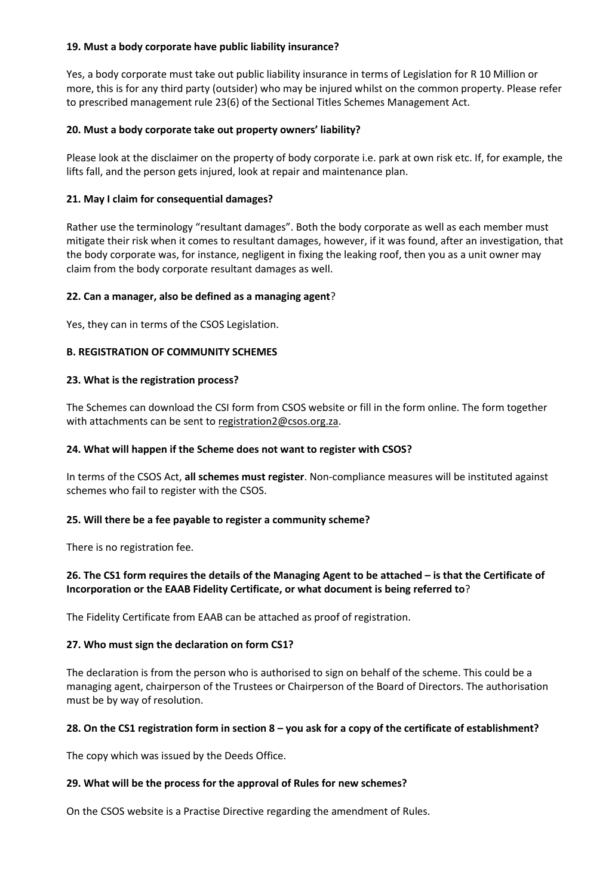**19. Must a body corporate have public liability insurance?**

Yes, a body corporate must take out public liability insurance in terms of Legislation for R 10 Million or more, this is for any third party (outsider) who may be injured whilst on the common property. Please refer to prescribed management rule 23(6) of the Sectional Titles Schemes Management Act.

**20. Must a body corporate take out property owners' liability?**

Please look at the disclaimer on the property of body corporate i.e. park at own risk etc. If, for example, the lifts fall, and the person gets injured, look at repair and maintenance plan.

**21. May I claim for consequential damages?**

Rather use the terminology "resultant damages". Both the body corporate as well as each member must mitigate their risk when it comes to resultant damages, however, if it was found, after an investigation, that the body corporate was, for instance, negligent in fixing the leaking roof, then you as a unit owner may claim from the body corporate resultant damages as well.

**22. Can a manager, also be defined as a managing agent**?

Yes, they can in terms of the CSOS Legislation.

**B. REGISTRATION OF COMMUNITY SCHEMES**

**23. What is the registration process?**

The Schemes can download the CSI form from CSOS website or fill in the form online. The form together with attachments can be sent to registration2@csos.org.za.

**24. What will happen if the Scheme does not want to register with CSOS?**

In terms of the CSOS Act, **all schemes must register**. Non-compliance measures will be instituted against schemes who fail to register with the CSOS.

**25. Will there be a fee payable to register a community scheme?**

There is no registration fee.

**26. The CS1 form requires the details of the Managing Agent to be attached – is that the Certificate of Incorporation or the EAAB Fidelity Certificate, or what document is being referred to**?

The Fidelity Certificate from EAAB can be attached as proof of registration.

**27. Who must sign the declaration on form CS1?**

The declaration is from the person who is authorised to sign on behalf of the scheme. This could be a managing agent, chairperson of the Trustees or Chairperson of the Board of Directors. The authorisation must be by way of resolution.

**28. On the CS1 registration form in section 8 – you ask for a copy of the certificate of establishment?**

The copy which was issued by the Deeds Office.

**29. What will be the process for the approval of Rules for new schemes?**

On the CSOS website is a Practise Directive regarding the amendment of Rules.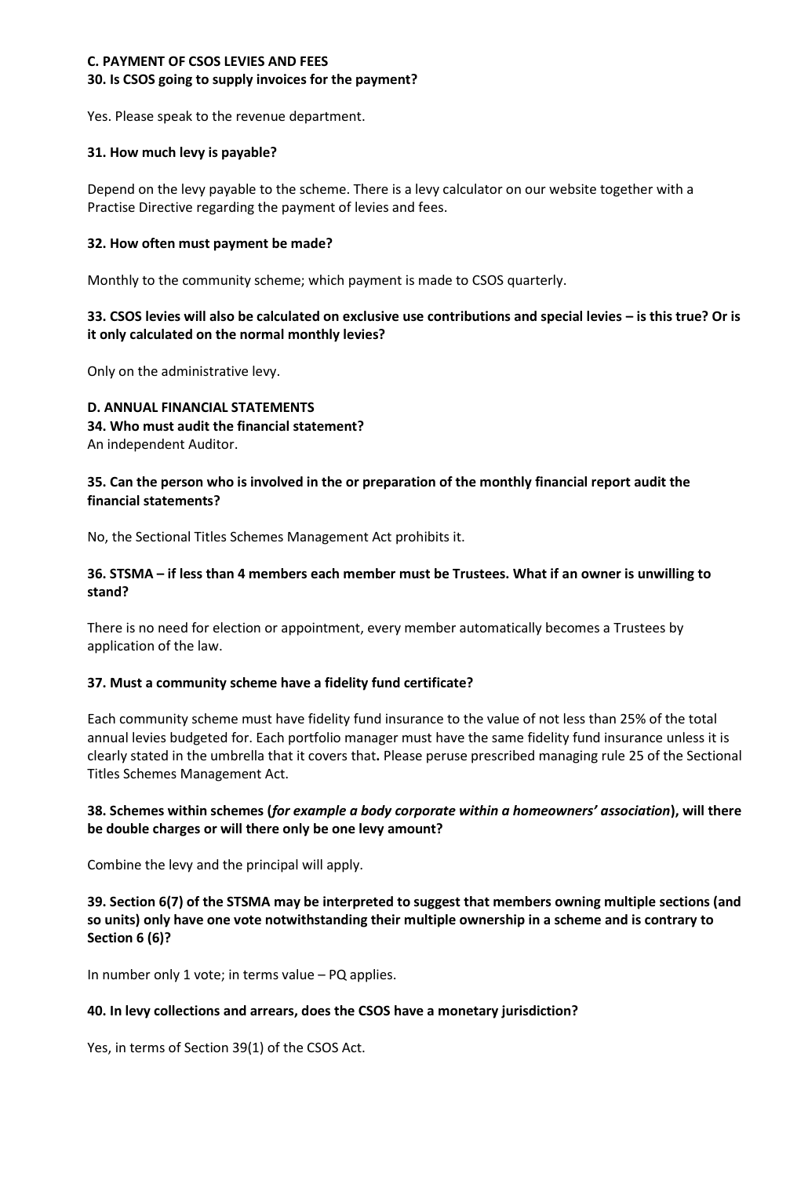## C. PAYMENT OF CSOS LEVIES AND FEES

### 30. Is CSOS going to supply invoices for the payment?

Yes. Please speak to the revenue department.

### 31. How much levy is payable?

Depend on the levy payable to the scheme. There is a levy calculator on our website together with a Practise Directive regarding the payment of levies and fees.

### 32. How often must payment be made?

Monthly to the community scheme; which payment is made to CSOS quarterly.

### 33. CSOS levies will also be calculated on exclusive use contributions and special levies – is this true? Or is it only calculated on the normal monthly levies?

Only on the administrative levy.

## D. ANNUAL FINANCIAL STATEMENTS

### 34. Who must audit the financial statement?

An independent Auditor.

### 35. Can the person who is involved in the or preparation of the monthly financial report audit the financial statements?

No, the Sectional Titles Schemes Management Act prohibits it.

### 36. STSMA – if less than 4 members each member must be Trustees. What if an owner is unwilling to stand?

There is no need for election or appointment, every member automatically becomes a Trustees by application of the law.

### 37. Must a community scheme have a fidelity fund certificate?

Each community scheme must have fidelity fund insurance to the value of not less than 25% of the total annual levies budgeted for. Each portfolio manager must have the same fidelity fund insurance unless it is clearly stated in the umbrella that it covers that**.** Please peruse prescribed managing rule 25 of the Sectional Titles Schemes Management Act.

### 38. Schemes within schemes (*for example a body corporate within a homeowners' association*), will there be double charges or will there only be one levy amount?

Combine the levy and the principal will apply.

### 39. Section 6(7) of the STSMA may be interpreted to suggest that members owning multiple sections (and so units) only have one vote notwithstanding their multiple ownership in a scheme and is contrary to Section 6 (6)?

In number only 1 vote; in terms value – PQ applies.

### 40. In levy collections and arrears, does the CSOS have a monetary jurisdiction?

Yes, in terms of Section 39(1) of the CSOS Act.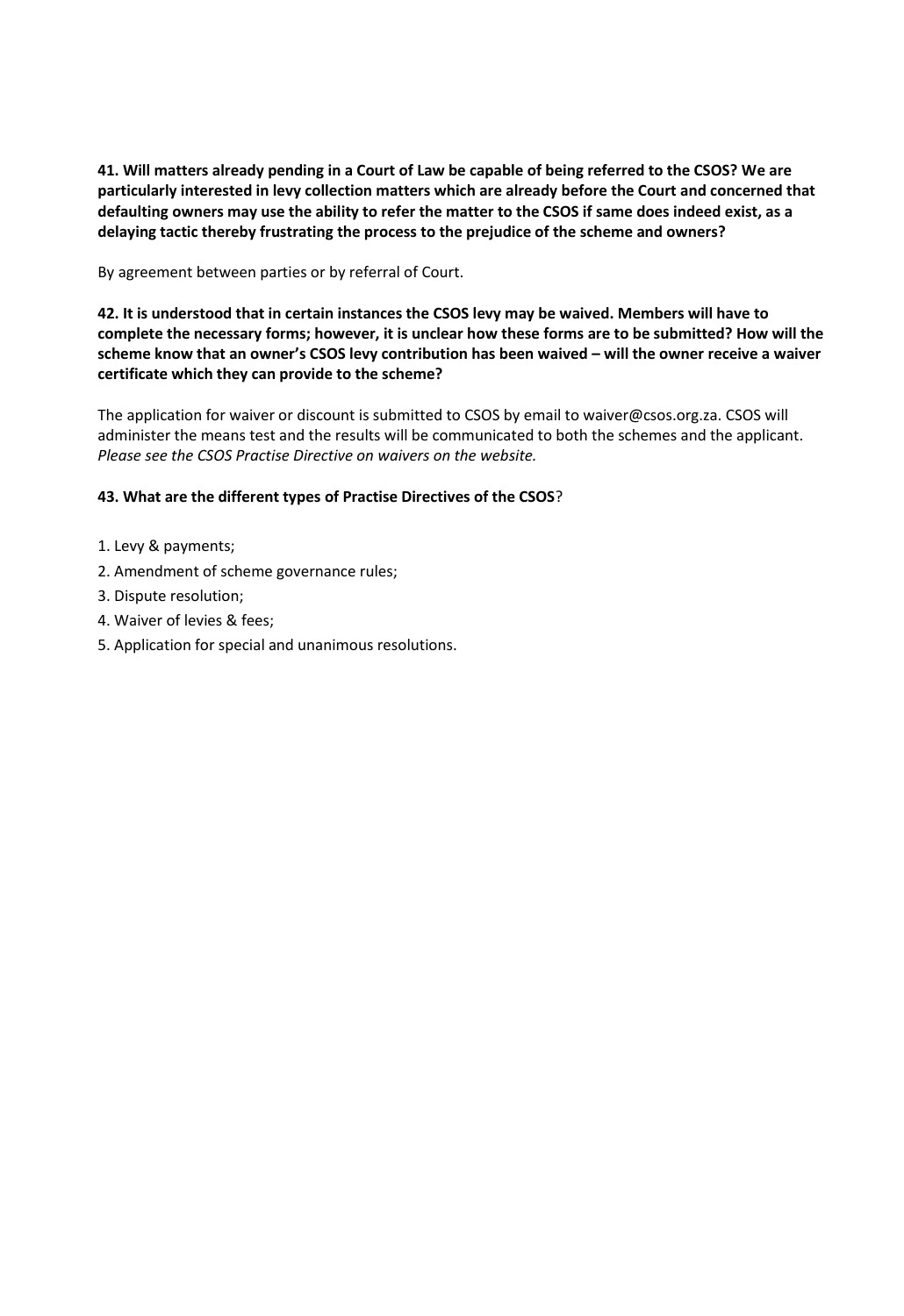**41. Will matters already pending in a Court of Law be capable of being referred to the CSOS? We are particularly interested in levy collection matters which are already before the Court and concerned that defaulting owners may use the ability to refer the matter to the CSOS if same does indeed exist, as a delaying tactic thereby frustrating the process to the prejudice of the scheme and owners?**

By agreement between parties or by referral of Court.

**42. It is understood that in certain instances the CSOS levy may be waived. Members will have to complete the necessary forms; however, it is unclear how these forms are to be submitted? How will the scheme know that an owner's CSOS levy contribution has been waived – will the owner receive a waiver certificate which they can provide to the scheme?**

The application for waiver or discount is submitted to CSOS by email to waiver@csos.org.za. CSOS will administer the means test and the results will be communicated to both the schemes and the applicant. *Please see the CSOS Practise Directive on waivers on the website.*

**43. What are the different types of Practise Directives of the CSOS**?

1. Levy & payments;
2. Amendment of scheme governance rules;
3. Dispute resolution;
4. Waiver of levies & fees;
5. Application for special and unanimous resolutions.